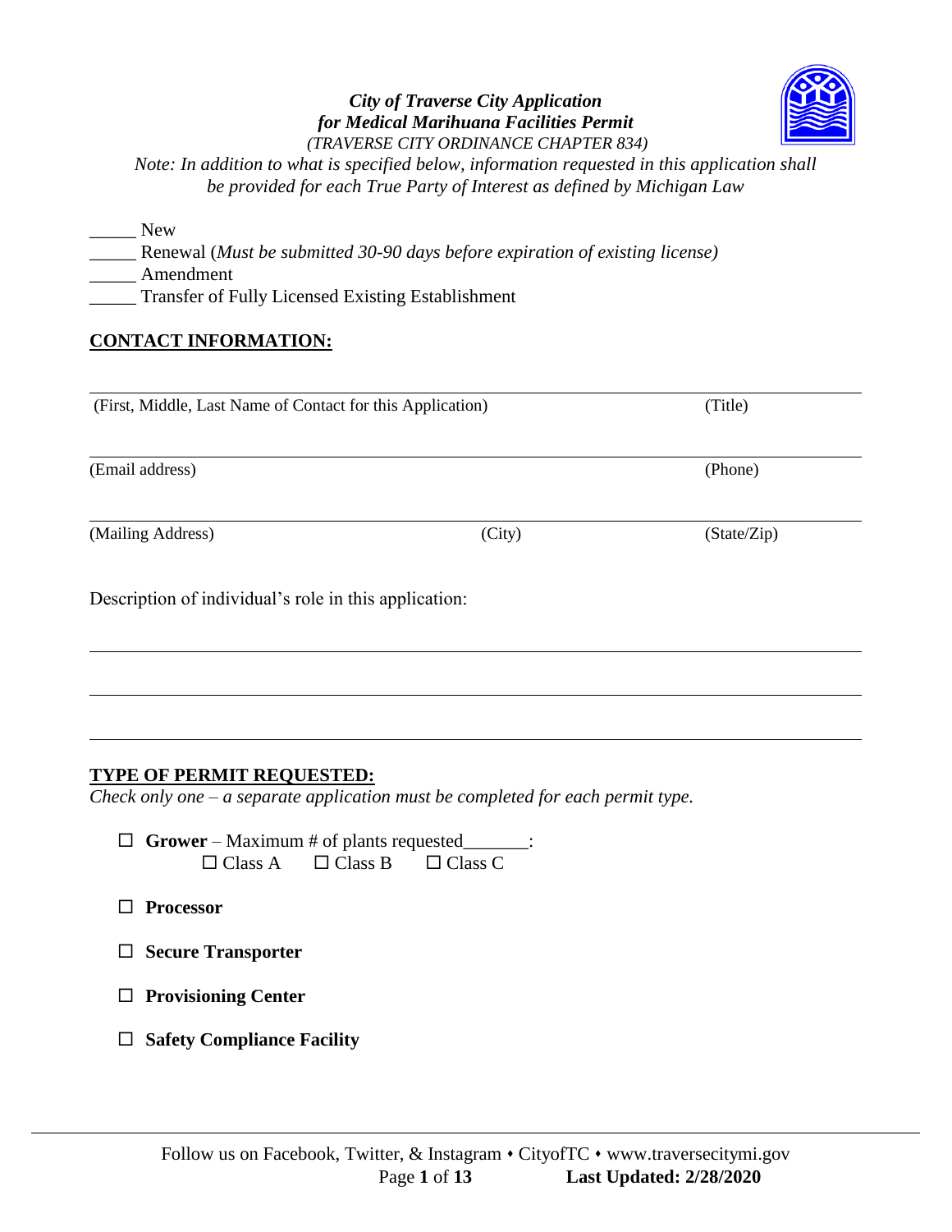***City of Traverse City Application***
***for Medical Marihuana Facilities Permit***
*(TRAVERSE CITY ORDINANCE CHAPTER 834)*

*Note: In addition to what is specified below, information requested in this application shall be provided for each True Party of Interest as defined by Michigan Law*

_____ New
_____ Renewal (*Must be submitted 30-90 days before expiration of existing license)*
_____ Amendment
_____ Transfer of Fully Licensed Existing Establishment

## CONTACT INFORMATION:

______________________________________________________________________
(First, Middle, Last Name of Contact for this Application) (Title)

______________________________________________________________________
(Email address) (Phone)

______________________________________________________________________
(Mailing Address) (City) (State/Zip)

Description of individual's role in this application:

______________________________________________________________________

______________________________________________________________________

______________________________________________________________________

## TYPE OF PERMIT REQUESTED:

*Check only one – a separate application must be completed for each permit type.*

☐ **Grower** – Maximum # of plants requested_______:
 ☐ Class A ☐ Class B ☐ Class C

☐ **Processor**

☐ **Secure Transporter**

☐ **Provisioning Center**

☐ **Safety Compliance Facility**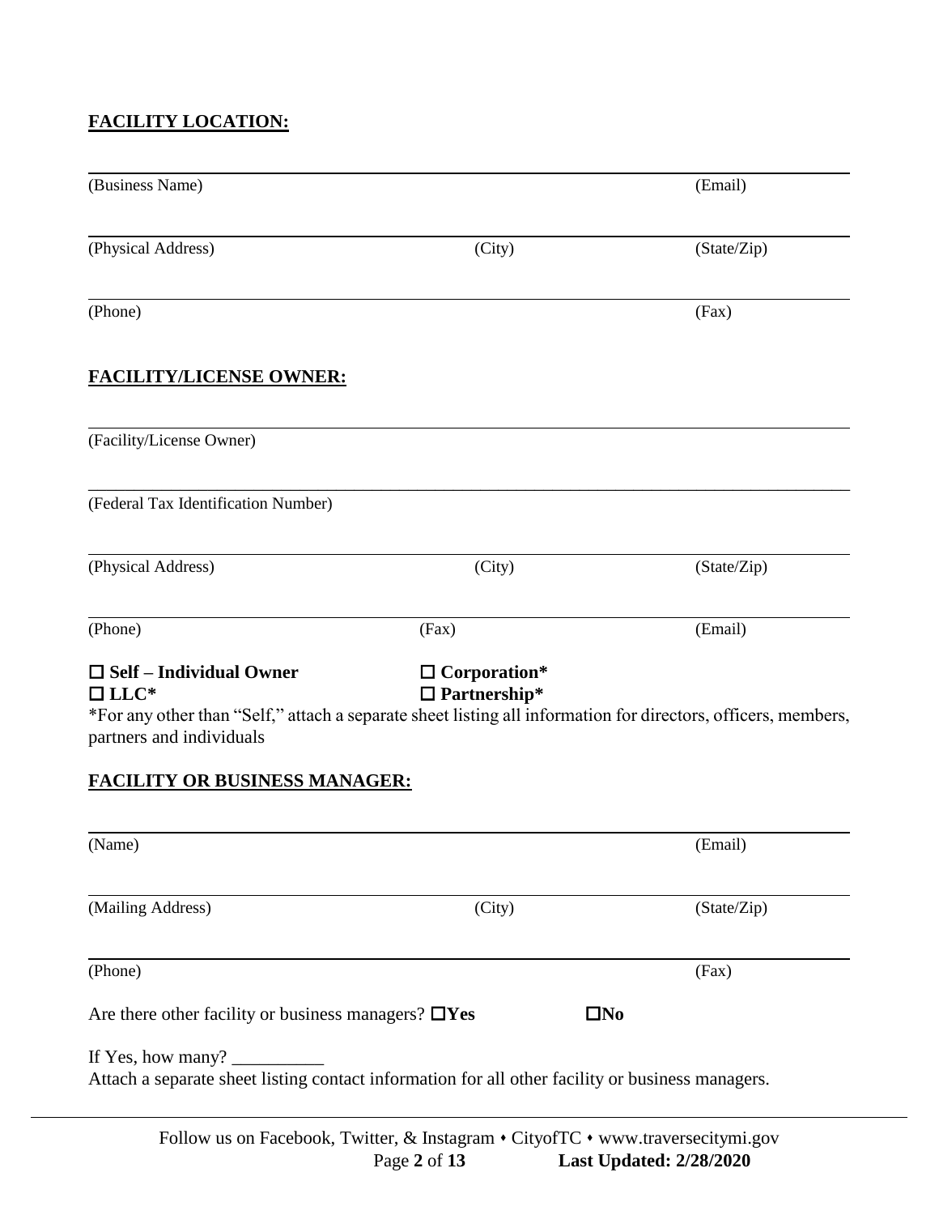**FACILITY LOCATION:**

(Business Name) (Email)

(Physical Address) (City) (State/Zip)

(Phone) (Fax)

**FACILITY/LICENSE OWNER:**

(Facility/License Owner)

(Federal Tax Identification Number)

(Physical Address) (City) (State/Zip)

(Phone) (Fax) (Email)

☐ **Self – Individual Owner** ☐ **Corporation***
☐ **LLC*** ☐ **Partnership***

*For any other than "Self," attach a separate sheet listing all information for directors, officers, members, partners and individuals

**FACILITY OR BUSINESS MANAGER:**

(Name) (Email)

(Mailing Address) (City) (State/Zip)

(Phone) (Fax)

Are there other facility or business managers? ☐**Yes** ☐**No**

If Yes, how many? __________

Attach a separate sheet listing contact information for all other facility or business managers.

Follow us on Facebook, Twitter, & Instagram • CityofTC • www.traversecitymi.gov

**Last Updated: 2/28/2020**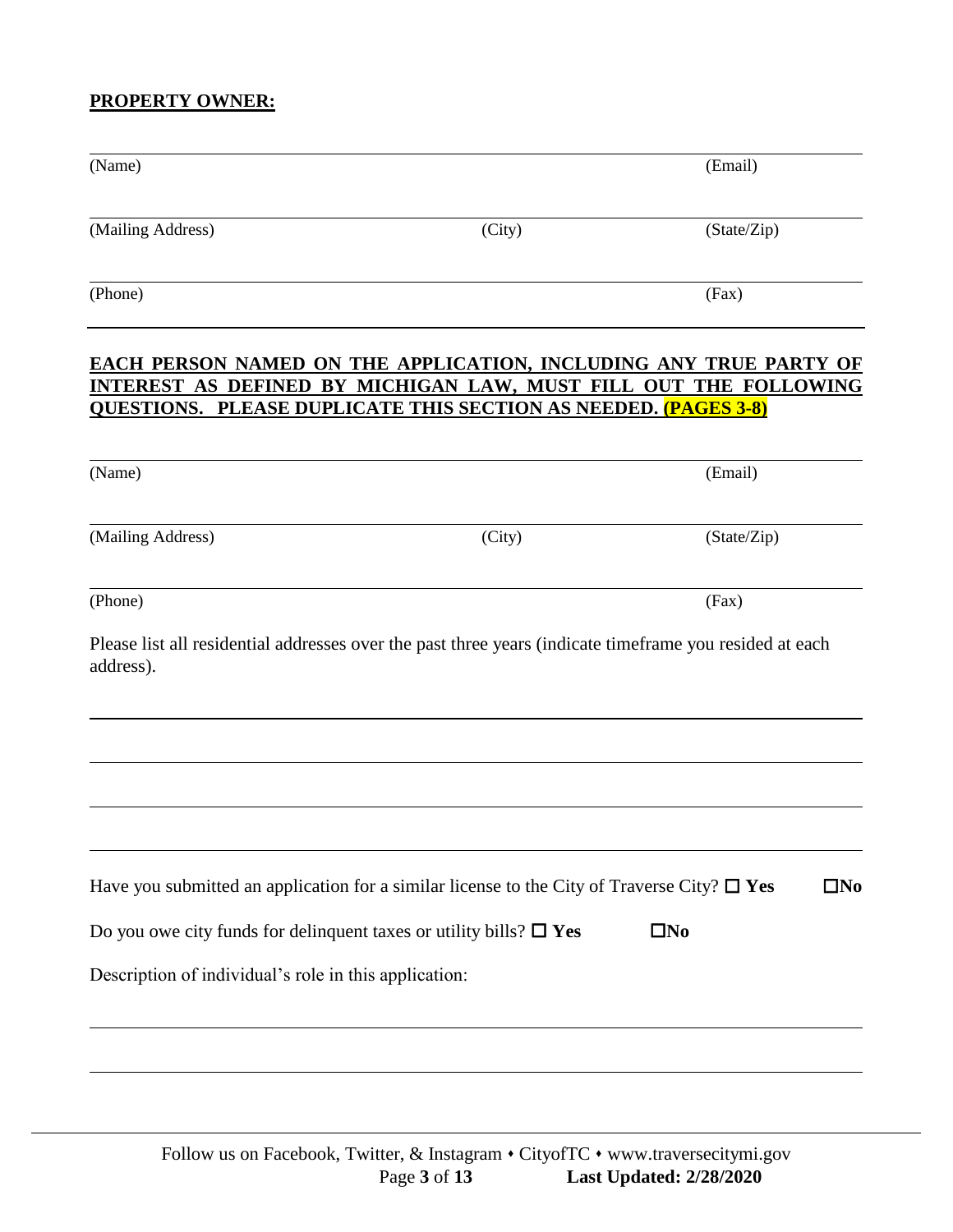**PROPERTY OWNER:**

(Name) (Email)

(Mailing Address) (City) (State/Zip)

(Phone) (Fax)

---

**EACH PERSON NAMED ON THE APPLICATION, INCLUDING ANY TRUE PARTY OF INTEREST AS DEFINED BY MICHIGAN LAW, MUST FILL OUT THE FOLLOWING QUESTIONS. PLEASE DUPLICATE THIS SECTION AS NEEDED. (PAGES 3-8)**

(Name) (Email)

(Mailing Address) (City) (State/Zip)

(Phone) (Fax)

Please list all residential addresses over the past three years (indicate timeframe you resided at each address).

Have you submitted an application for a similar license to the City of Traverse City? ☐ **Yes** ☐**No**

Do you owe city funds for delinquent taxes or utility bills? ☐ **Yes** ☐**No**

Description of individual's role in this application:

Follow us on Facebook, Twitter, & Instagram • CityofTC • www.traversecitymi.gov

**Last Updated: 2/28/2020**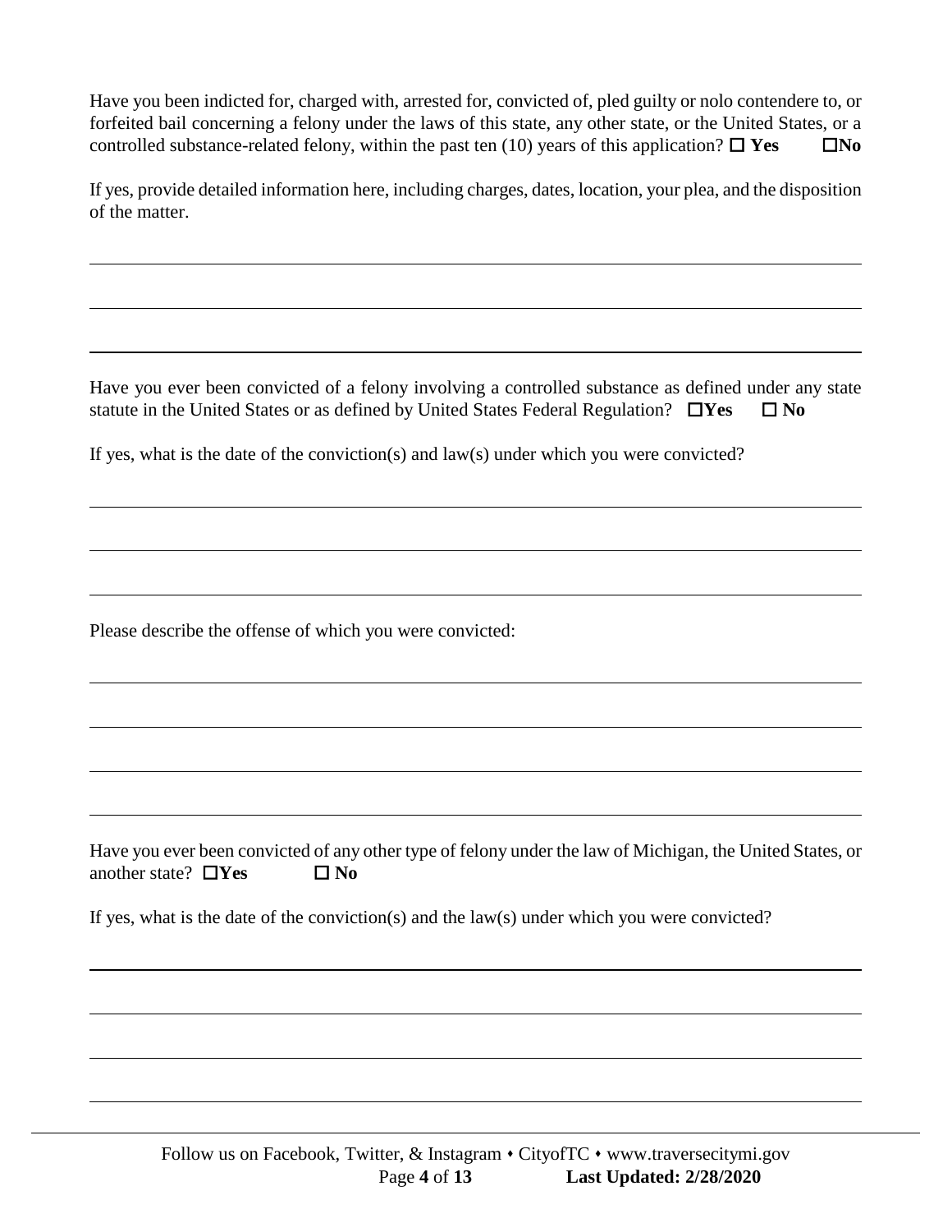Have you been indicted for, charged with, arrested for, convicted of, pled guilty or nolo contendere to, or forfeited bail concerning a felony under the laws of this state, any other state, or the United States, or a controlled substance-related felony, within the past ten (10) years of this application? ☐ **Yes** ☐**No**

If yes, provide detailed information here, including charges, dates, location, your plea, and the disposition of the matter.

\_\_\_\_\_\_\_\_\_\_\_\_\_\_\_\_\_\_\_\_\_\_\_\_\_\_\_\_\_\_\_\_\_\_\_\_\_\_\_\_\_\_\_\_\_\_\_\_\_\_\_\_\_\_\_\_\_\_\_\_\_\_\_\_\_\_\_\_\_\_\_\_\_\_\_\_\_\_

\_\_\_\_\_\_\_\_\_\_\_\_\_\_\_\_\_\_\_\_\_\_\_\_\_\_\_\_\_\_\_\_\_\_\_\_\_\_\_\_\_\_\_\_\_\_\_\_\_\_\_\_\_\_\_\_\_\_\_\_\_\_\_\_\_\_\_\_\_\_\_\_\_\_\_\_\_\_

\_\_\_\_\_\_\_\_\_\_\_\_\_\_\_\_\_\_\_\_\_\_\_\_\_\_\_\_\_\_\_\_\_\_\_\_\_\_\_\_\_\_\_\_\_\_\_\_\_\_\_\_\_\_\_\_\_\_\_\_\_\_\_\_\_\_\_\_\_\_\_\_\_\_\_\_\_\_

Have you ever been convicted of a felony involving a controlled substance as defined under any state statute in the United States or as defined by United States Federal Regulation? ☐**Yes** ☐ **No**

If yes, what is the date of the conviction(s) and law(s) under which you were convicted?

\_\_\_\_\_\_\_\_\_\_\_\_\_\_\_\_\_\_\_\_\_\_\_\_\_\_\_\_\_\_\_\_\_\_\_\_\_\_\_\_\_\_\_\_\_\_\_\_\_\_\_\_\_\_\_\_\_\_\_\_\_\_\_\_\_\_\_\_\_\_\_\_\_\_\_\_\_\_

\_\_\_\_\_\_\_\_\_\_\_\_\_\_\_\_\_\_\_\_\_\_\_\_\_\_\_\_\_\_\_\_\_\_\_\_\_\_\_\_\_\_\_\_\_\_\_\_\_\_\_\_\_\_\_\_\_\_\_\_\_\_\_\_\_\_\_\_\_\_\_\_\_\_\_\_\_\_

\_\_\_\_\_\_\_\_\_\_\_\_\_\_\_\_\_\_\_\_\_\_\_\_\_\_\_\_\_\_\_\_\_\_\_\_\_\_\_\_\_\_\_\_\_\_\_\_\_\_\_\_\_\_\_\_\_\_\_\_\_\_\_\_\_\_\_\_\_\_\_\_\_\_\_\_\_\_

Please describe the offense of which you were convicted:

\_\_\_\_\_\_\_\_\_\_\_\_\_\_\_\_\_\_\_\_\_\_\_\_\_\_\_\_\_\_\_\_\_\_\_\_\_\_\_\_\_\_\_\_\_\_\_\_\_\_\_\_\_\_\_\_\_\_\_\_\_\_\_\_\_\_\_\_\_\_\_\_\_\_\_\_\_\_

\_\_\_\_\_\_\_\_\_\_\_\_\_\_\_\_\_\_\_\_\_\_\_\_\_\_\_\_\_\_\_\_\_\_\_\_\_\_\_\_\_\_\_\_\_\_\_\_\_\_\_\_\_\_\_\_\_\_\_\_\_\_\_\_\_\_\_\_\_\_\_\_\_\_\_\_\_\_

\_\_\_\_\_\_\_\_\_\_\_\_\_\_\_\_\_\_\_\_\_\_\_\_\_\_\_\_\_\_\_\_\_\_\_\_\_\_\_\_\_\_\_\_\_\_\_\_\_\_\_\_\_\_\_\_\_\_\_\_\_\_\_\_\_\_\_\_\_\_\_\_\_\_\_\_\_\_

\_\_\_\_\_\_\_\_\_\_\_\_\_\_\_\_\_\_\_\_\_\_\_\_\_\_\_\_\_\_\_\_\_\_\_\_\_\_\_\_\_\_\_\_\_\_\_\_\_\_\_\_\_\_\_\_\_\_\_\_\_\_\_\_\_\_\_\_\_\_\_\_\_\_\_\_\_\_

Have you ever been convicted of any other type of felony under the law of Michigan, the United States, or another state? ☐**Yes** ☐ **No**

If yes, what is the date of the conviction(s) and the law(s) under which you were convicted?

\_\_\_\_\_\_\_\_\_\_\_\_\_\_\_\_\_\_\_\_\_\_\_\_\_\_\_\_\_\_\_\_\_\_\_\_\_\_\_\_\_\_\_\_\_\_\_\_\_\_\_\_\_\_\_\_\_\_\_\_\_\_\_\_\_\_\_\_\_\_\_\_\_\_\_\_\_\_

\_\_\_\_\_\_\_\_\_\_\_\_\_\_\_\_\_\_\_\_\_\_\_\_\_\_\_\_\_\_\_\_\_\_\_\_\_\_\_\_\_\_\_\_\_\_\_\_\_\_\_\_\_\_\_\_\_\_\_\_\_\_\_\_\_\_\_\_\_\_\_\_\_\_\_\_\_\_

\_\_\_\_\_\_\_\_\_\_\_\_\_\_\_\_\_\_\_\_\_\_\_\_\_\_\_\_\_\_\_\_\_\_\_\_\_\_\_\_\_\_\_\_\_\_\_\_\_\_\_\_\_\_\_\_\_\_\_\_\_\_\_\_\_\_\_\_\_\_\_\_\_\_\_\_\_\_

\_\_\_\_\_\_\_\_\_\_\_\_\_\_\_\_\_\_\_\_\_\_\_\_\_\_\_\_\_\_\_\_\_\_\_\_\_\_\_\_\_\_\_\_\_\_\_\_\_\_\_\_\_\_\_\_\_\_\_\_\_\_\_\_\_\_\_\_\_\_\_\_\_\_\_\_\_\_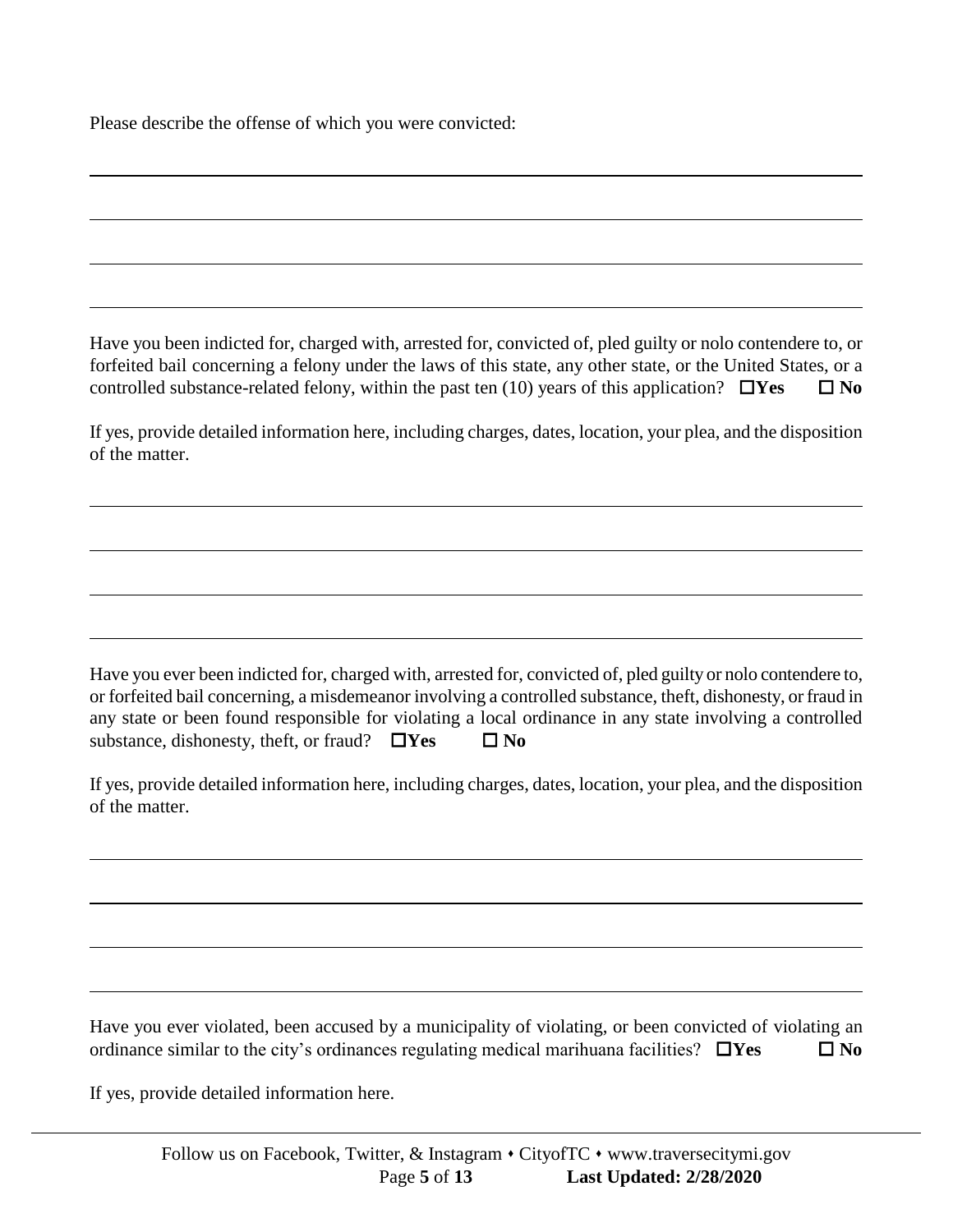Please describe the offense of which you were convicted:

\_\_\_\_\_\_\_\_\_\_\_\_\_\_\_\_\_\_\_\_\_\_\_\_\_\_\_\_\_\_\_\_\_\_\_\_\_\_\_\_\_\_\_\_\_\_\_\_\_\_\_\_\_\_\_\_\_\_\_\_\_\_\_\_\_\_\_\_\_\_\_\_\_\_\_\_\_\_\_\_\_\_\_\_\_\_\_\_

\_\_\_\_\_\_\_\_\_\_\_\_\_\_\_\_\_\_\_\_\_\_\_\_\_\_\_\_\_\_\_\_\_\_\_\_\_\_\_\_\_\_\_\_\_\_\_\_\_\_\_\_\_\_\_\_\_\_\_\_\_\_\_\_\_\_\_\_\_\_\_\_\_\_\_\_\_\_\_\_\_\_\_\_\_\_\_\_

\_\_\_\_\_\_\_\_\_\_\_\_\_\_\_\_\_\_\_\_\_\_\_\_\_\_\_\_\_\_\_\_\_\_\_\_\_\_\_\_\_\_\_\_\_\_\_\_\_\_\_\_\_\_\_\_\_\_\_\_\_\_\_\_\_\_\_\_\_\_\_\_\_\_\_\_\_\_\_\_\_\_\_\_\_\_\_\_

\_\_\_\_\_\_\_\_\_\_\_\_\_\_\_\_\_\_\_\_\_\_\_\_\_\_\_\_\_\_\_\_\_\_\_\_\_\_\_\_\_\_\_\_\_\_\_\_\_\_\_\_\_\_\_\_\_\_\_\_\_\_\_\_\_\_\_\_\_\_\_\_\_\_\_\_\_\_\_\_\_\_\_\_\_\_\_\_

Have you been indicted for, charged with, arrested for, convicted of, pled guilty or nolo contendere to, or forfeited bail concerning a felony under the laws of this state, any other state, or the United States, or a controlled substance-related felony, within the past ten (10) years of this application? ☐ **Yes** ☐ **No**

If yes, provide detailed information here, including charges, dates, location, your plea, and the disposition of the matter.

\_\_\_\_\_\_\_\_\_\_\_\_\_\_\_\_\_\_\_\_\_\_\_\_\_\_\_\_\_\_\_\_\_\_\_\_\_\_\_\_\_\_\_\_\_\_\_\_\_\_\_\_\_\_\_\_\_\_\_\_\_\_\_\_\_\_\_\_\_\_\_\_\_\_\_\_\_\_\_\_\_\_\_\_\_\_\_\_

\_\_\_\_\_\_\_\_\_\_\_\_\_\_\_\_\_\_\_\_\_\_\_\_\_\_\_\_\_\_\_\_\_\_\_\_\_\_\_\_\_\_\_\_\_\_\_\_\_\_\_\_\_\_\_\_\_\_\_\_\_\_\_\_\_\_\_\_\_\_\_\_\_\_\_\_\_\_\_\_\_\_\_\_\_\_\_\_

\_\_\_\_\_\_\_\_\_\_\_\_\_\_\_\_\_\_\_\_\_\_\_\_\_\_\_\_\_\_\_\_\_\_\_\_\_\_\_\_\_\_\_\_\_\_\_\_\_\_\_\_\_\_\_\_\_\_\_\_\_\_\_\_\_\_\_\_\_\_\_\_\_\_\_\_\_\_\_\_\_\_\_\_\_\_\_\_

\_\_\_\_\_\_\_\_\_\_\_\_\_\_\_\_\_\_\_\_\_\_\_\_\_\_\_\_\_\_\_\_\_\_\_\_\_\_\_\_\_\_\_\_\_\_\_\_\_\_\_\_\_\_\_\_\_\_\_\_\_\_\_\_\_\_\_\_\_\_\_\_\_\_\_\_\_\_\_\_\_\_\_\_\_\_\_\_

Have you ever been indicted for, charged with, arrested for, convicted of, pled guilty or nolo contendere to, or forfeited bail concerning, a misdemeanor involving a controlled substance, theft, dishonesty, or fraud in any state or been found responsible for violating a local ordinance in any state involving a controlled substance, dishonesty, theft, or fraud? ☐ **Yes** ☐ **No**

If yes, provide detailed information here, including charges, dates, location, your plea, and the disposition of the matter.

\_\_\_\_\_\_\_\_\_\_\_\_\_\_\_\_\_\_\_\_\_\_\_\_\_\_\_\_\_\_\_\_\_\_\_\_\_\_\_\_\_\_\_\_\_\_\_\_\_\_\_\_\_\_\_\_\_\_\_\_\_\_\_\_\_\_\_\_\_\_\_\_\_\_\_\_\_\_\_\_\_\_\_\_\_\_\_\_

\_\_\_\_\_\_\_\_\_\_\_\_\_\_\_\_\_\_\_\_\_\_\_\_\_\_\_\_\_\_\_\_\_\_\_\_\_\_\_\_\_\_\_\_\_\_\_\_\_\_\_\_\_\_\_\_\_\_\_\_\_\_\_\_\_\_\_\_\_\_\_\_\_\_\_\_\_\_\_\_\_\_\_\_\_\_\_\_

\_\_\_\_\_\_\_\_\_\_\_\_\_\_\_\_\_\_\_\_\_\_\_\_\_\_\_\_\_\_\_\_\_\_\_\_\_\_\_\_\_\_\_\_\_\_\_\_\_\_\_\_\_\_\_\_\_\_\_\_\_\_\_\_\_\_\_\_\_\_\_\_\_\_\_\_\_\_\_\_\_\_\_\_\_\_\_\_

\_\_\_\_\_\_\_\_\_\_\_\_\_\_\_\_\_\_\_\_\_\_\_\_\_\_\_\_\_\_\_\_\_\_\_\_\_\_\_\_\_\_\_\_\_\_\_\_\_\_\_\_\_\_\_\_\_\_\_\_\_\_\_\_\_\_\_\_\_\_\_\_\_\_\_\_\_\_\_\_\_\_\_\_\_\_\_\_

Have you ever violated, been accused by a municipality of violating, or been convicted of violating an ordinance similar to the city's ordinances regulating medical marihuana facilities? ☐ **Yes** ☐ **No**

If yes, provide detailed information here.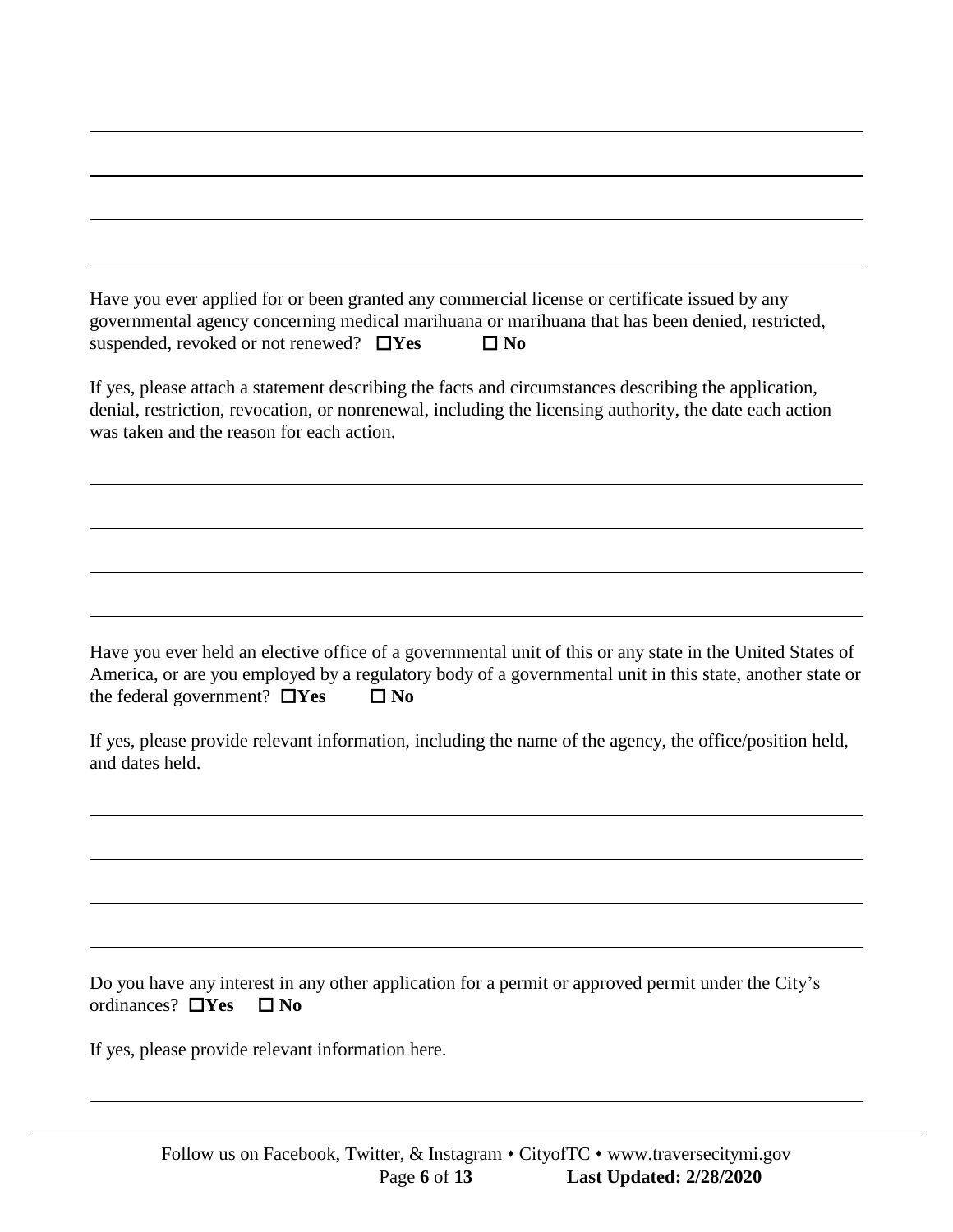Have you ever applied for or been granted any commercial license or certificate issued by any governmental agency concerning medical marihuana or marihuana that has been denied, restricted, suspended, revoked or not renewed? ☐**Yes** ☐ **No**

If yes, please attach a statement describing the facts and circumstances describing the application, denial, restriction, revocation, or nonrenewal, including the licensing authority, the date each action was taken and the reason for each action.

Have you ever held an elective office of a governmental unit of this or any state in the United States of America, or are you employed by a regulatory body of a governmental unit in this state, another state or the federal government? ☐**Yes** ☐ **No**

If yes, please provide relevant information, including the name of the agency, the office/position held, and dates held.

Do you have any interest in any other application for a permit or approved permit under the City's ordinances? ☐**Yes** ☐ **No**

If yes, please provide relevant information here.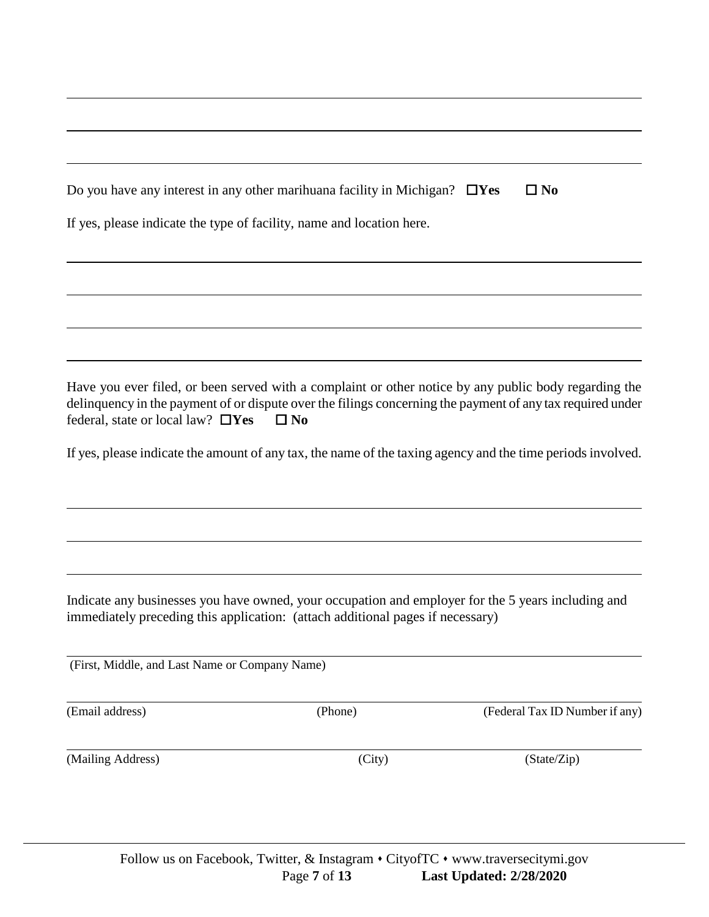Do you have any interest in any other marihuana facility in Michigan? ☐**Yes** ☐ **No**

If yes, please indicate the type of facility, name and location here.

Have you ever filed, or been served with a complaint or other notice by any public body regarding the delinquency in the payment of or dispute over the filings concerning the payment of any tax required under federal, state or local law? ☐**Yes** ☐ **No**

If yes, please indicate the amount of any tax, the name of the taxing agency and the time periods involved.

Indicate any businesses you have owned, your occupation and employer for the 5 years including and immediately preceding this application: (attach additional pages if necessary)

(First, Middle, and Last Name or Company Name)

(Email address) (Phone) (Federal Tax ID Number if any)

(Mailing Address) (City) (State/Zip)

Follow us on Facebook, Twitter, & Instagram • CityofTC • www.traversecitymi.gov

**Last Updated: 2/28/2020**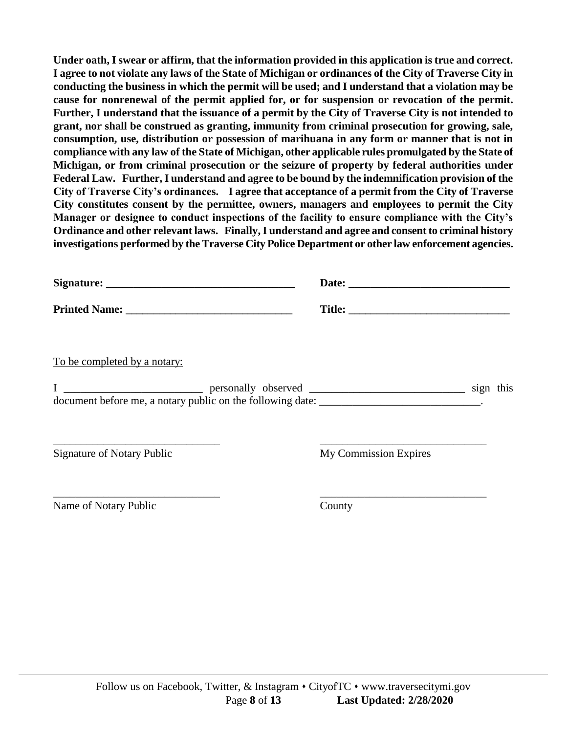**Under oath, I swear or affirm, that the information provided in this application is true and correct. I agree to not violate any laws of the State of Michigan or ordinances of the City of Traverse City in conducting the business in which the permit will be used; and I understand that a violation may be cause for nonrenewal of the permit applied for, or for suspension or revocation of the permit. Further, I understand that the issuance of a permit by the City of Traverse City is not intended to grant, nor shall be construed as granting, immunity from criminal prosecution for growing, sale, consumption, use, distribution or possession of marihuana in any form or manner that is not in compliance with any law of the State of Michigan, other applicable rules promulgated by the State of Michigan, or from criminal prosecution or the seizure of property by federal authorities under Federal Law. Further, I understand and agree to be bound by the indemnification provision of the City of Traverse City's ordinances. I agree that acceptance of a permit from the City of Traverse City constitutes consent by the permittee, owners, managers and employees to permit the City Manager or designee to conduct inspections of the facility to ensure compliance with the City's Ordinance and other relevant laws. Finally, I understand and agree and consent to criminal history investigations performed by the Traverse City Police Department or other law enforcement agencies.**

**Signature: ___________________________________** **Date: ______________________________**

**Printed Name: ______________________________** **Title: ______________________________**

To be completed by a notary:

I _________________________ personally observed ____________________________ sign this document before me, a notary public on the following date: _____________________________.

_______________________________ _______________________________

Signature of Notary Public My Commission Expires

_______________________________ _______________________________

Name of Notary Public County

Follow us on Facebook, Twitter, & Instagram • CityofTC • www.traversecitymi.gov

**Last Updated: 2/28/2020**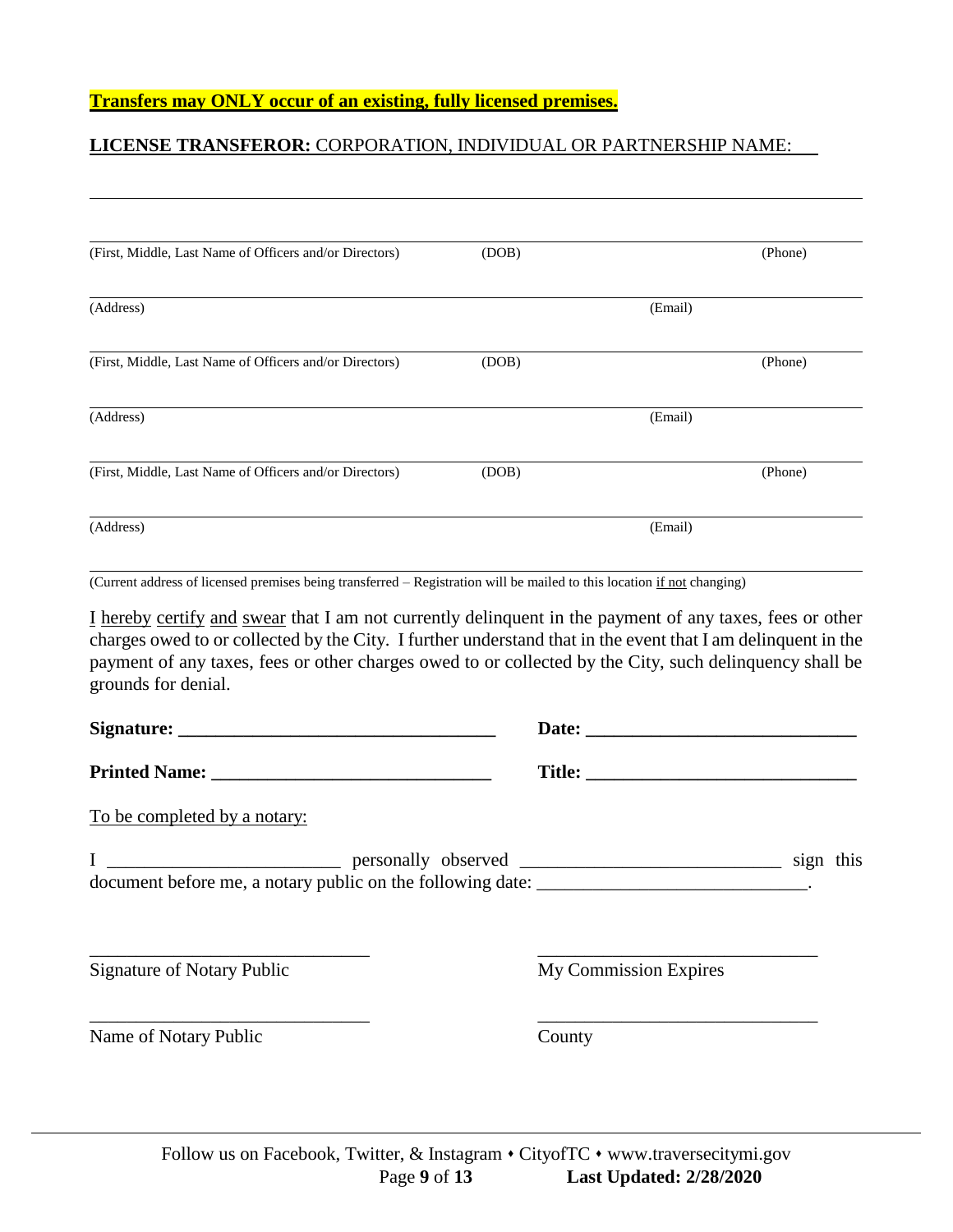**Transfers may ONLY occur of an existing, fully licensed premises.**

**LICENSE TRANSFEROR:** CORPORATION, INDIVIDUAL OR PARTNERSHIP NAME: \_\_\_

\_\_\_\_\_\_\_\_\_\_\_\_\_\_\_\_\_\_\_\_\_\_\_\_\_\_\_\_\_\_\_\_\_\_\_\_\_\_\_\_\_\_\_\_\_\_\_\_\_\_\_\_\_\_\_\_\_\_\_\_\_\_\_\_\_\_\_\_\_\_

\_\_\_\_\_\_\_\_\_\_\_\_\_\_\_\_\_\_\_\_\_\_\_\_\_\_\_\_\_\_\_\_\_\_\_\_\_\_\_\_\_\_\_\_\_\_\_\_\_\_\_\_\_\_\_\_\_\_\_\_\_\_\_\_\_\_\_\_\_\_
(First, Middle, Last Name of Officers and/or Directors) (DOB) (Phone)

\_\_\_\_\_\_\_\_\_\_\_\_\_\_\_\_\_\_\_\_\_\_\_\_\_\_\_\_\_\_\_\_\_\_\_\_\_\_\_\_\_\_\_\_\_\_\_\_\_\_\_\_\_\_\_\_\_\_\_\_\_\_\_\_\_\_\_\_\_\_
(Address) (Email)

\_\_\_\_\_\_\_\_\_\_\_\_\_\_\_\_\_\_\_\_\_\_\_\_\_\_\_\_\_\_\_\_\_\_\_\_\_\_\_\_\_\_\_\_\_\_\_\_\_\_\_\_\_\_\_\_\_\_\_\_\_\_\_\_\_\_\_\_\_\_
(First, Middle, Last Name of Officers and/or Directors) (DOB) (Phone)

\_\_\_\_\_\_\_\_\_\_\_\_\_\_\_\_\_\_\_\_\_\_\_\_\_\_\_\_\_\_\_\_\_\_\_\_\_\_\_\_\_\_\_\_\_\_\_\_\_\_\_\_\_\_\_\_\_\_\_\_\_\_\_\_\_\_\_\_\_\_
(Address) (Email)

\_\_\_\_\_\_\_\_\_\_\_\_\_\_\_\_\_\_\_\_\_\_\_\_\_\_\_\_\_\_\_\_\_\_\_\_\_\_\_\_\_\_\_\_\_\_\_\_\_\_\_\_\_\_\_\_\_\_\_\_\_\_\_\_\_\_\_\_\_\_
(First, Middle, Last Name of Officers and/or Directors) (DOB) (Phone)

\_\_\_\_\_\_\_\_\_\_\_\_\_\_\_\_\_\_\_\_\_\_\_\_\_\_\_\_\_\_\_\_\_\_\_\_\_\_\_\_\_\_\_\_\_\_\_\_\_\_\_\_\_\_\_\_\_\_\_\_\_\_\_\_\_\_\_\_\_\_
(Address) (Email)

\_\_\_\_\_\_\_\_\_\_\_\_\_\_\_\_\_\_\_\_\_\_\_\_\_\_\_\_\_\_\_\_\_\_\_\_\_\_\_\_\_\_\_\_\_\_\_\_\_\_\_\_\_\_\_\_\_\_\_\_\_\_\_\_\_\_\_\_\_\_
(Current address of licensed premises being transferred – Registration will be mailed to this location if not changing)

I hereby certify and swear that I am not currently delinquent in the payment of any taxes, fees or other charges owed to or collected by the City. I further understand that in the event that I am delinquent in the payment of any taxes, fees or other charges owed to or collected by the City, such delinquency shall be grounds for denial.

**Signature: \_\_\_\_\_\_\_\_\_\_\_\_\_\_\_\_\_\_\_\_\_\_\_\_\_\_\_\_\_\_\_\_\_** **Date: \_\_\_\_\_\_\_\_\_\_\_\_\_\_\_\_\_\_\_\_\_\_\_\_\_\_\_\_\_\_**

**Printed Name: \_\_\_\_\_\_\_\_\_\_\_\_\_\_\_\_\_\_\_\_\_\_\_\_\_\_\_\_\_\_** **Title: \_\_\_\_\_\_\_\_\_\_\_\_\_\_\_\_\_\_\_\_\_\_\_\_\_\_\_\_\_\_**

To be completed by a notary:

I \_\_\_\_\_\_\_\_\_\_\_\_\_\_\_\_\_\_\_\_\_\_\_\_\_\_ personally observed \_\_\_\_\_\_\_\_\_\_\_\_\_\_\_\_\_\_\_\_\_\_\_\_\_\_\_\_\_ sign this document before me, a notary public on the following date: \_\_\_\_\_\_\_\_\_\_\_\_\_\_\_\_\_\_\_\_\_\_\_\_\_\_\_\_\_.

\_\_\_\_\_\_\_\_\_\_\_\_\_\_\_\_\_\_\_\_\_\_\_\_\_\_\_\_\_\_\_ \_\_\_\_\_\_\_\_\_\_\_\_\_\_\_\_\_\_\_\_\_\_\_\_\_\_\_\_\_\_\_
Signature of Notary Public My Commission Expires

\_\_\_\_\_\_\_\_\_\_\_\_\_\_\_\_\_\_\_\_\_\_\_\_\_\_\_\_\_\_\_ \_\_\_\_\_\_\_\_\_\_\_\_\_\_\_\_\_\_\_\_\_\_\_\_\_\_\_\_\_\_\_
Name of Notary Public County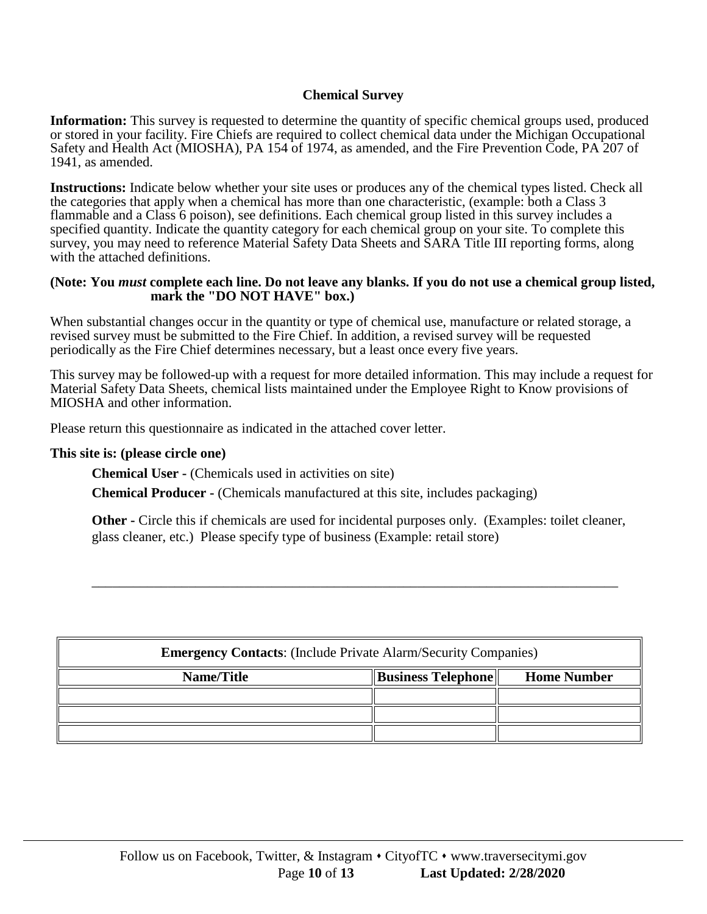# Chemical Survey

**Information:** This survey is requested to determine the quantity of specific chemical groups used, produced or stored in your facility. Fire Chiefs are required to collect chemical data under the Michigan Occupational Safety and Health Act (MIOSHA), PA 154 of 1974, as amended, and the Fire Prevention Code, PA 207 of 1941, as amended.

**Instructions:** Indicate below whether your site uses or produces any of the chemical types listed. Check all the categories that apply when a chemical has more than one characteristic, (example: both a Class 3 flammable and a Class 6 poison), see definitions. Each chemical group listed in this survey includes a specified quantity. Indicate the quantity category for each chemical group on your site. To complete this survey, you may need to reference Material Safety Data Sheets and SARA Title III reporting forms, along with the attached definitions.

**(Note: You *must* complete each line. Do not leave any blanks. If you do not use a chemical group listed, mark the "DO NOT HAVE" box.)**

When substantial changes occur in the quantity or type of chemical use, manufacture or related storage, a revised survey must be submitted to the Fire Chief. In addition, a revised survey will be requested periodically as the Fire Chief determines necessary, but a least once every five years.

This survey may be followed-up with a request for more detailed information. This may include a request for Material Safety Data Sheets, chemical lists maintained under the Employee Right to Know provisions of MIOSHA and other information.

Please return this questionnaire as indicated in the attached cover letter.

**This site is: (please circle one)**

**Chemical User -** (Chemicals used in activities on site)

**Chemical Producer -** (Chemicals manufactured at this site, includes packaging)

**Other -** Circle this if chemicals are used for incidental purposes only. (Examples: toilet cleaner, glass cleaner, etc.) Please specify type of business (Example: retail store)

_______________________________________________________________________________

| **Emergency Contacts**: (Include Private Alarm/Security Companies) | | |
|---|---|---|
| **Name/Title** | **Business Telephone** | **Home Number** |
| | | |
| | | |
| | | |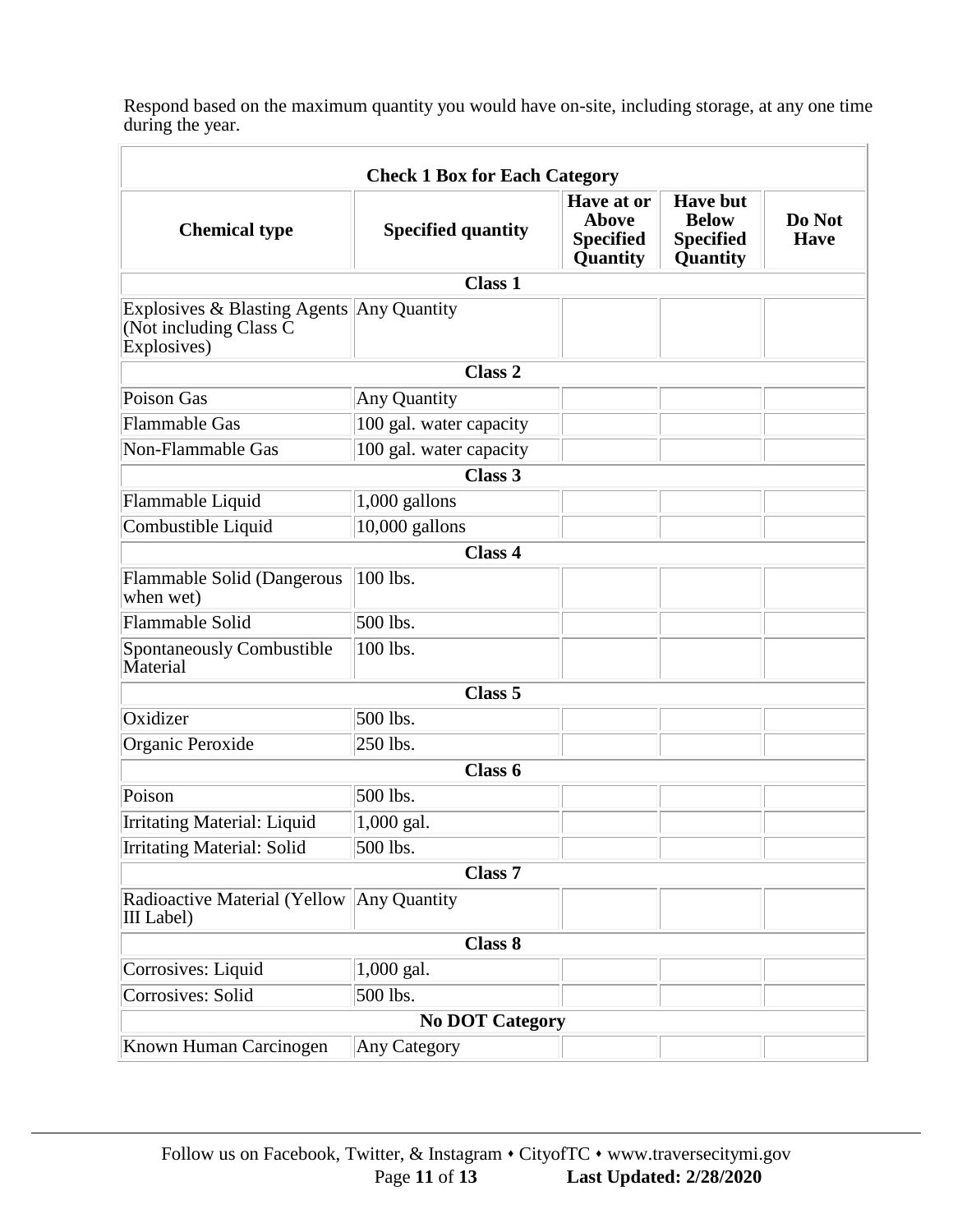Respond based on the maximum quantity you would have on-site, including storage, at any one time during the year.

| Check 1 Box for Each Category | | | | |
|---|---|---|---|---|
| **Chemical type** | **Specified quantity** | **Have at or Above Specified Quantity** | **Have but Below Specified Quantity** | **Do Not Have** |
| **Class 1** | | | | |
| Explosives & Blasting Agents (Not including Class C Explosives) | Any Quantity | | | |
| **Class 2** | | | | |
| Poison Gas | Any Quantity | | | |
| Flammable Gas | 100 gal. water capacity | | | |
| Non-Flammable Gas | 100 gal. water capacity | | | |
| **Class 3** | | | | |
| Flammable Liquid | 1,000 gallons | | | |
| Combustible Liquid | 10,000 gallons | | | |
| **Class 4** | | | | |
| Flammable Solid (Dangerous when wet) | 100 lbs. | | | |
| Flammable Solid | 500 lbs. | | | |
| Spontaneously Combustible Material | 100 lbs. | | | |
| **Class 5** | | | | |
| Oxidizer | 500 lbs. | | | |
| Organic Peroxide | 250 lbs. | | | |
| **Class 6** | | | | |
| Poison | 500 lbs. | | | |
| Irritating Material: Liquid | 1,000 gal. | | | |
| Irritating Material: Solid | 500 lbs. | | | |
| **Class 7** | | | | |
| Radioactive Material (Yellow III Label) | Any Quantity | | | |
| **Class 8** | | | | |
| Corrosives: Liquid | 1,000 gal. | | | |
| Corrosives: Solid | 500 lbs. | | | |
| **No DOT Category** | | | | |
| Known Human Carcinogen | Any Category | | | |

Follow us on Facebook, Twitter, & Instagram • CityofTC • www.traversecitymi.gov

**Last Updated: 2/28/2020**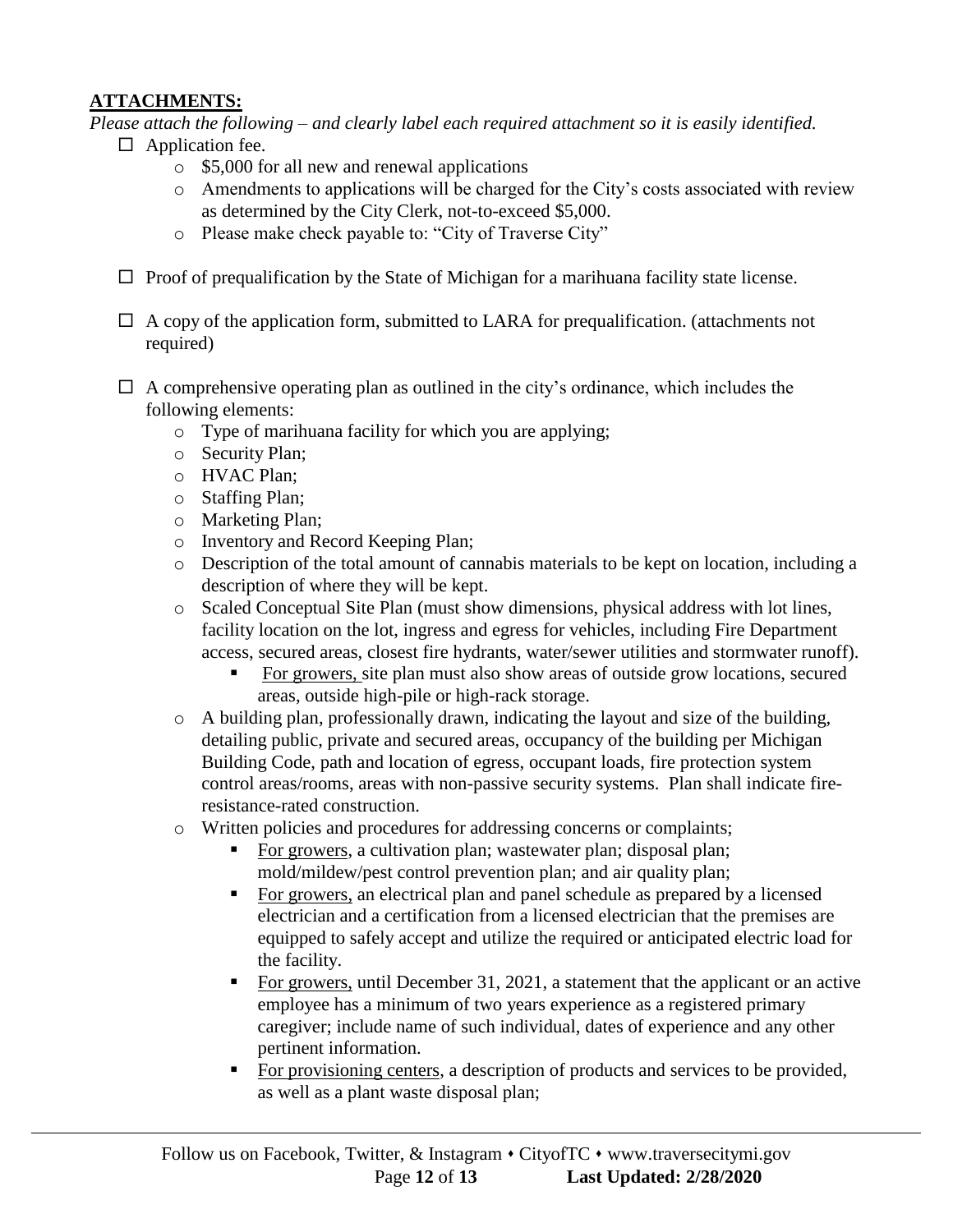## ATTACHMENTS:

*Please attach the following – and clearly label each required attachment so it is easily identified.*

- ☐ Application fee.
  - $5,000 for all new and renewal applications
  - Amendments to applications will be charged for the City's costs associated with review as determined by the City Clerk, not-to-exceed $5,000.
  - Please make check payable to: "City of Traverse City"
- ☐ Proof of prequalification by the State of Michigan for a marihuana facility state license.
- ☐ A copy of the application form, submitted to LARA for prequalification. (attachments not required)
- ☐ A comprehensive operating plan as outlined in the city's ordinance, which includes the following elements:
  - Type of marihuana facility for which you are applying;
  - Security Plan;
  - HVAC Plan;
  - Staffing Plan;
  - Marketing Plan;
  - Inventory and Record Keeping Plan;
  - Description of the total amount of cannabis materials to be kept on location, including a description of where they will be kept.
  - Scaled Conceptual Site Plan (must show dimensions, physical address with lot lines, facility location on the lot, ingress and egress for vehicles, including Fire Department access, secured areas, closest fire hydrants, water/sewer utilities and stormwater runoff).
    - <u>For growers,</u> site plan must also show areas of outside grow locations, secured areas, outside high-pile or high-rack storage.
  - A building plan, professionally drawn, indicating the layout and size of the building, detailing public, private and secured areas, occupancy of the building per Michigan Building Code, path and location of egress, occupant loads, fire protection system control areas/rooms, areas with non-passive security systems. Plan shall indicate fire-resistance-rated construction.
  - Written policies and procedures for addressing concerns or complaints;
    - <u>For growers</u>, a cultivation plan; wastewater plan; disposal plan; mold/mildew/pest control prevention plan; and air quality plan;
    - <u>For growers,</u> an electrical plan and panel schedule as prepared by a licensed electrician and a certification from a licensed electrician that the premises are equipped to safely accept and utilize the required or anticipated electric load for the facility.
    - <u>For growers,</u> until December 31, 2021, a statement that the applicant or an active employee has a minimum of two years experience as a registered primary caregiver; include name of such individual, dates of experience and any other pertinent information.
    - <u>For provisioning centers</u>, a description of products and services to be provided, as well as a plant waste disposal plan;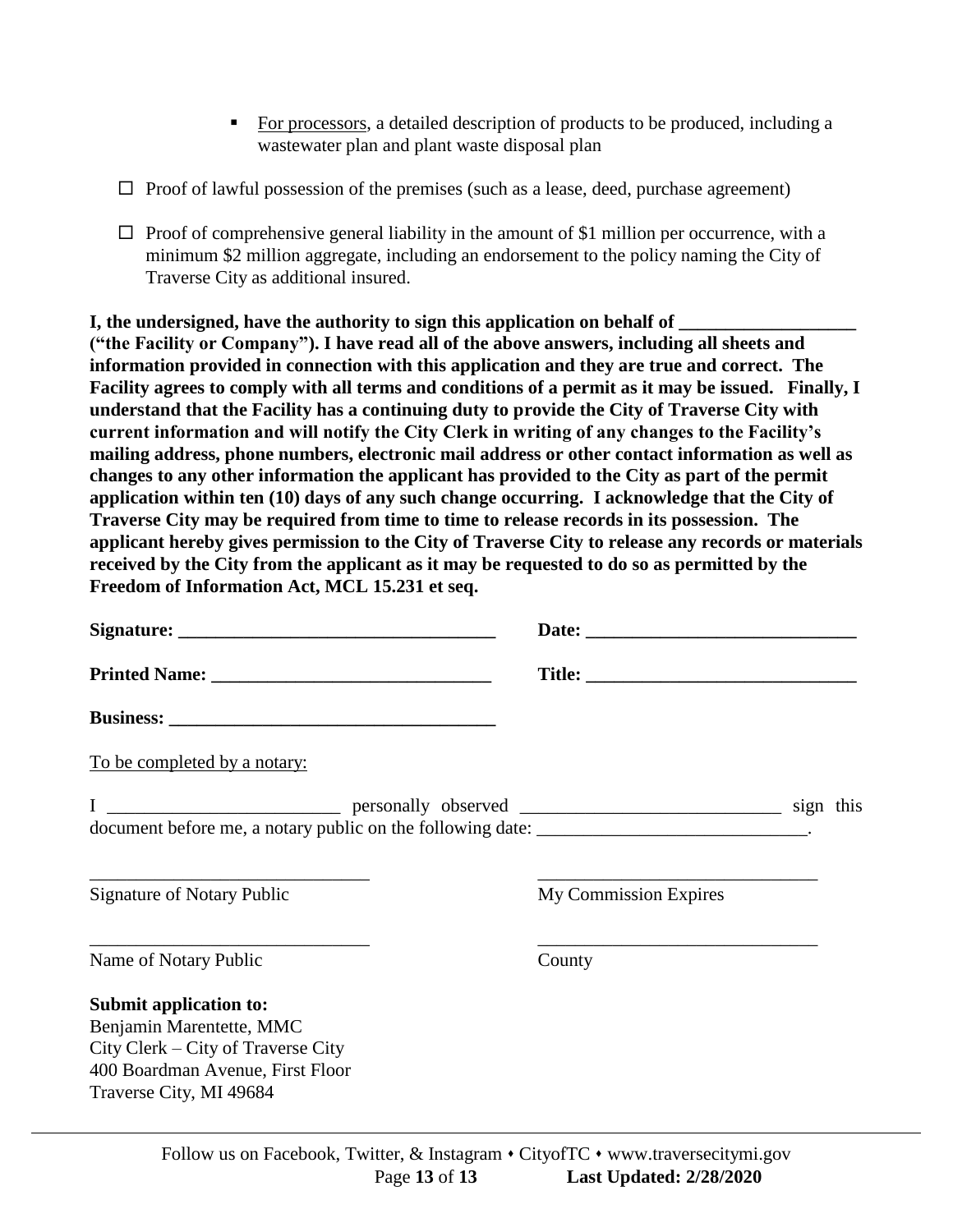- For processors, a detailed description of products to be produced, including a wastewater plan and plant waste disposal plan

☐ Proof of lawful possession of the premises (such as a lease, deed, purchase agreement)

☐ Proof of comprehensive general liability in the amount of $1 million per occurrence, with a minimum $2 million aggregate, including an endorsement to the policy naming the City of Traverse City as additional insured.

**I, the undersigned, have the authority to sign this application on behalf of ___________________ ("the Facility or Company"). I have read all of the above answers, including all sheets and information provided in connection with this application and they are true and correct. The Facility agrees to comply with all terms and conditions of a permit as it may be issued. Finally, I understand that the Facility has a continuing duty to provide the City of Traverse City with current information and will notify the City Clerk in writing of any changes to the Facility's mailing address, phone numbers, electronic mail address or other contact information as well as changes to any other information the applicant has provided to the City as part of the permit application within ten (10) days of any such change occurring. I acknowledge that the City of Traverse City may be required from time to time to release records in its possession. The applicant hereby gives permission to the City of Traverse City to release any records or materials received by the City from the applicant as it may be requested to do so as permitted by the Freedom of Information Act, MCL 15.231 et seq.**

**Signature: ___________________________________** **Date: ______________________________**

**Printed Name: ______________________________** **Title: ______________________________**

**Business: ___________________________________**

To be completed by a notary:

I _________________________ personally observed ____________________________ sign this document before me, a notary public on the following date: _____________________________.

_______________________________ _______________________________
Signature of Notary Public My Commission Expires

_______________________________ _______________________________
Name of Notary Public County

**Submit application to:**
Benjamin Marentette, MMC
City Clerk – City of Traverse City
400 Boardman Avenue, First Floor
Traverse City, MI 49684